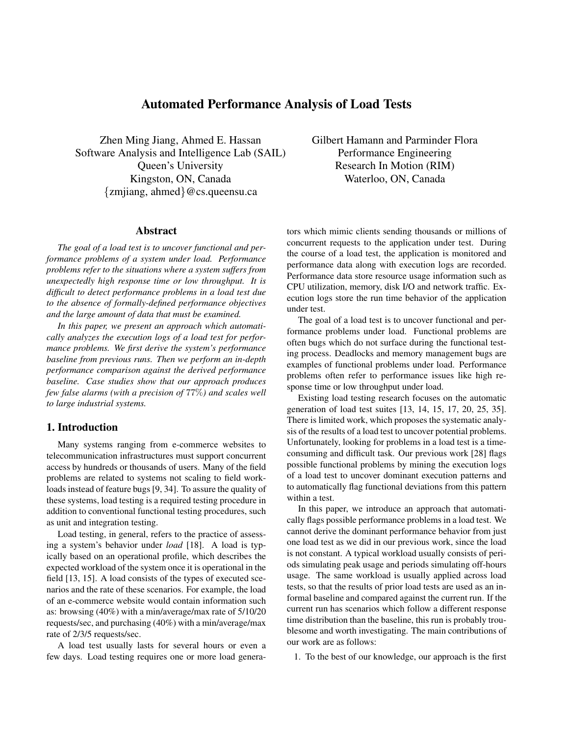# Automated Performance Analysis of Load Tests

Zhen Ming Jiang, Ahmed E. Hassan
Software Analysis and Intelligence Lab (SAIL)
Queen's University
Kingston, ON, Canada
{zmjiang, ahmed}@cs.queensu.ca

Gilbert Hamann and Parminder Flora
Performance Engineering
Research In Motion (RIM)
Waterloo, ON, Canada

## Abstract

*The goal of a load test is to uncover functional and performance problems of a system under load. Performance problems refer to the situations where a system suffers from unexpectedly high response time or low throughput. It is difficult to detect performance problems in a load test due to the absence of formally-defined performance objectives and the large amount of data that must be examined.*

*In this paper, we present an approach which automatically analyzes the execution logs of a load test for performance problems. We first derive the system's performance baseline from previous runs. Then we perform an in-depth performance comparison against the derived performance baseline. Case studies show that our approach produces few false alarms (with a precision of 77%) and scales well to large industrial systems.*

## 1. Introduction

Many systems ranging from e-commerce websites to telecommunication infrastructures must support concurrent access by hundreds or thousands of users. Many of the field problems are related to systems not scaling to field workloads instead of feature bugs [9, 34]. To assure the quality of these systems, load testing is a required testing procedure in addition to conventional functional testing procedures, such as unit and integration testing.

Load testing, in general, refers to the practice of assessing a system's behavior under *load* [18]. A load is typically based on an operational profile, which describes the expected workload of the system once it is operational in the field [13, 15]. A load consists of the types of executed scenarios and the rate of these scenarios. For example, the load of an e-commerce website would contain information such as: browsing (40%) with a min/average/max rate of 5/10/20 requests/sec, and purchasing (40%) with a min/average/max rate of 2/3/5 requests/sec.

A load test usually lasts for several hours or even a few days. Load testing requires one or more load generators which mimic clients sending thousands or millions of concurrent requests to the application under test. During the course of a load test, the application is monitored and performance data along with execution logs are recorded. Performance data store resource usage information such as CPU utilization, memory, disk I/O and network traffic. Execution logs store the run time behavior of the application under test.

The goal of a load test is to uncover functional and performance problems under load. Functional problems are often bugs which do not surface during the functional testing process. Deadlocks and memory management bugs are examples of functional problems under load. Performance problems often refer to performance issues like high response time or low throughput under load.

Existing load testing research focuses on the automatic generation of load test suites [13, 14, 15, 17, 20, 25, 35]. There is limited work, which proposes the systematic analysis of the results of a load test to uncover potential problems. Unfortunately, looking for problems in a load test is a time-consuming and difficult task. Our previous work [28] flags possible functional problems by mining the execution logs of a load test to uncover dominant execution patterns and to automatically flag functional deviations from this pattern within a test.

In this paper, we introduce an approach that automatically flags possible performance problems in a load test. We cannot derive the dominant performance behavior from just one load test as we did in our previous work, since the load is not constant. A typical workload usually consists of periods simulating peak usage and periods simulating off-hours usage. The same workload is usually applied across load tests, so that the results of prior load tests are used as an informal baseline and compared against the current run. If the current run has scenarios which follow a different response time distribution than the baseline, this run is probably troublesome and worth investigating. The main contributions of our work are as follows:

1. To the best of our knowledge, our approach is the first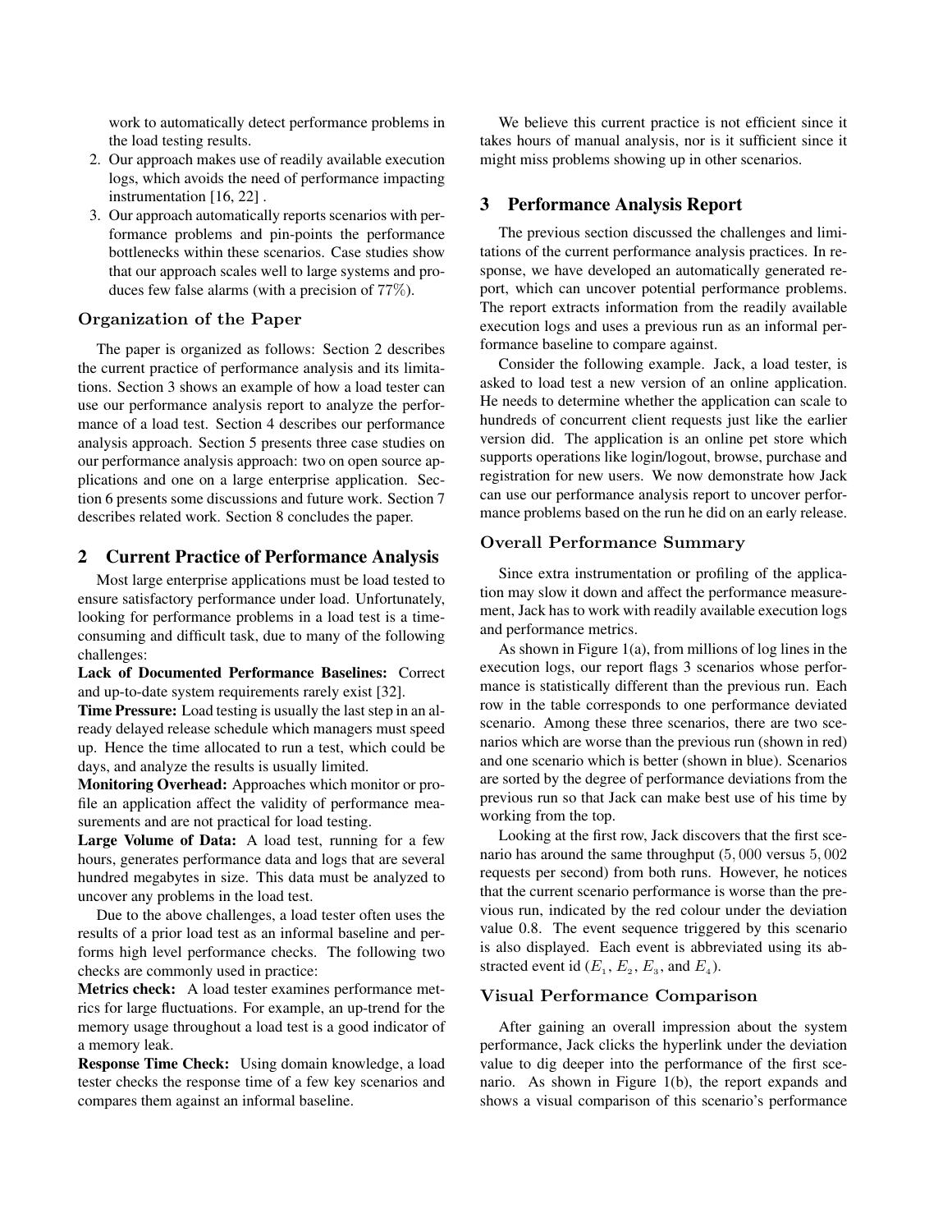work to automatically detect performance problems in the load testing results.

2. Our approach makes use of readily available execution logs, which avoids the need of performance impacting instrumentation [16, 22] .
3. Our approach automatically reports scenarios with performance problems and pin-points the performance bottlenecks within these scenarios. Case studies show that our approach scales well to large systems and produces few false alarms (with a precision of 77%).

### Organization of the Paper

The paper is organized as follows: Section 2 describes the current practice of performance analysis and its limitations. Section 3 shows an example of how a load tester can use our performance analysis report to analyze the performance of a load test. Section 4 describes our performance analysis approach. Section 5 presents three case studies on our performance analysis approach: two on open source applications and one on a large enterprise application. Section 6 presents some discussions and future work. Section 7 describes related work. Section 8 concludes the paper.

## 2 Current Practice of Performance Analysis

Most large enterprise applications must be load tested to ensure satisfactory performance under load. Unfortunately, looking for performance problems in a load test is a time-consuming and difficult task, due to many of the following challenges:

**Lack of Documented Performance Baselines:** Correct and up-to-date system requirements rarely exist [32].

**Time Pressure:** Load testing is usually the last step in an already delayed release schedule which managers must speed up. Hence the time allocated to run a test, which could be days, and analyze the results is usually limited.

**Monitoring Overhead:** Approaches which monitor or profile an application affect the validity of performance measurements and are not practical for load testing.

**Large Volume of Data:** A load test, running for a few hours, generates performance data and logs that are several hundred megabytes in size. This data must be analyzed to uncover any problems in the load test.

Due to the above challenges, a load tester often uses the results of a prior load test as an informal baseline and performs high level performance checks. The following two checks are commonly used in practice:

**Metrics check:** A load tester examines performance metrics for large fluctuations. For example, an up-trend for the memory usage throughout a load test is a good indicator of a memory leak.

**Response Time Check:** Using domain knowledge, a load tester checks the response time of a few key scenarios and compares them against an informal baseline.

We believe this current practice is not efficient since it takes hours of manual analysis, nor is it sufficient since it might miss problems showing up in other scenarios.

## 3 Performance Analysis Report

The previous section discussed the challenges and limitations of the current performance analysis practices. In response, we have developed an automatically generated report, which can uncover potential performance problems. The report extracts information from the readily available execution logs and uses a previous run as an informal performance baseline to compare against.

Consider the following example. Jack, a load tester, is asked to load test a new version of an online application. He needs to determine whether the application can scale to hundreds of concurrent client requests just like the earlier version did. The application is an online pet store which supports operations like login/logout, browse, purchase and registration for new users. We now demonstrate how Jack can use our performance analysis report to uncover performance problems based on the run he did on an early release.

### Overall Performance Summary

Since extra instrumentation or profiling of the application may slow it down and affect the performance measurement, Jack has to work with readily available execution logs and performance metrics.

As shown in Figure 1(a), from millions of log lines in the execution logs, our report flags 3 scenarios whose performance is statistically different than the previous run. Each row in the table corresponds to one performance deviated scenario. Among these three scenarios, there are two scenarios which are worse than the previous run (shown in red) and one scenario which is better (shown in blue). Scenarios are sorted by the degree of performance deviations from the previous run so that Jack can make best use of his time by working from the top.

Looking at the first row, Jack discovers that the first scenario has around the same throughput ($5,000$ versus $5,002$ requests per second) from both runs. However, he notices that the current scenario performance is worse than the previous run, indicated by the red colour under the deviation value 0.8. The event sequence triggered by this scenario is also displayed. Each event is abbreviated using its abstracted event id ($E_1$, $E_2$, $E_3$, and $E_4$).

### Visual Performance Comparison

After gaining an overall impression about the system performance, Jack clicks the hyperlink under the deviation value to dig deeper into the performance of the first scenario. As shown in Figure 1(b), the report expands and shows a visual comparison of this scenario's performance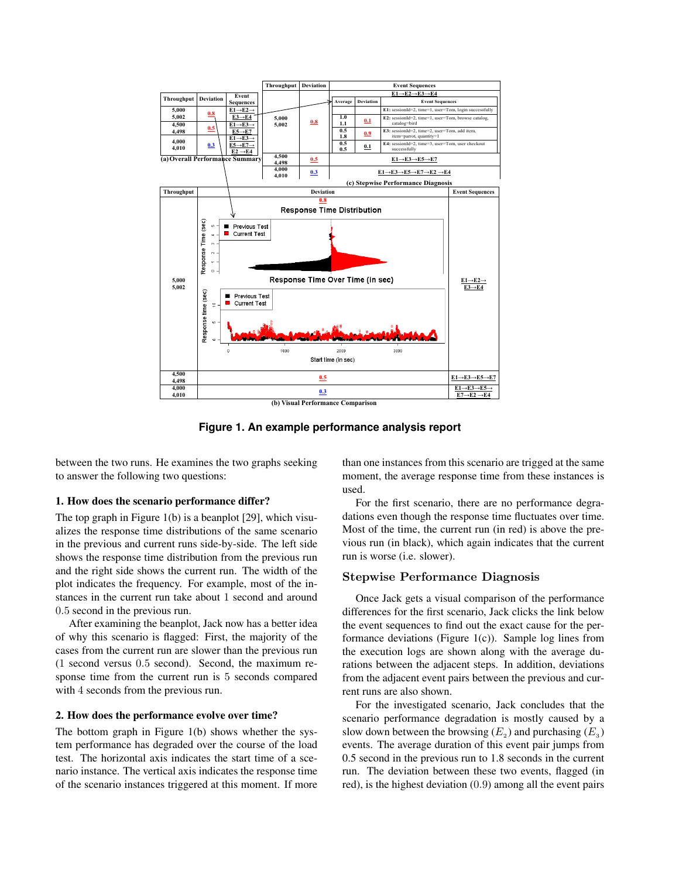**(a) Overall Performance Summary**

| Throughput | Deviation | Event Sequences |
|---|---|---|
| 5,000<br>5,002 | 0.8 | E1→E2→<br>E3→E4 |
| 4,500<br>4,498 | 0.5 | E1→E3→<br>E5→E7 |
| 4,000<br>4,010 | 0.3 | E1→E3→<br>E5→E7→<br>E2 →E4 |

**(c) Stepwise Performance Diagnosis**

| Throughput | Deviation | Event Sequences | | |
|---|---|---|---|---|
| | | E1→E2→E3→E4 | | |
| | | Average | Deviation | Event Sequences |
| 5,000<br>5,002 | 0.8 | | | E1: sessionId=2, time=1, user=Tom, login successfully |
| | | 1.0<br>1.1 | 0.1 | E2: sessionId=2, time=1, user=Tom, browse catalog, catalog=bird |
| | | 0.5<br>1.8 | 0.9 | E3: sessionId=2, time=2, user=Tom, add item, item=parrot, quantity=1 |
| | | 0.5<br>0.5 | 0.1 | E4: sessionId=2, time=3, user=Tom, user checkout successfully |
| 4,500<br>4,498 | 0.5 | E1→E3→E5→E7 | | |
| 4,000<br>4,010 | 0.3 | E1→E3→E5→E7→E2 →E4 | | |

**(b) Visual Performance Comparison**

| Throughput | Deviation | Event Sequences |
|---|---|---|
| 5,000<br>5,002 | 0.8 (Response Time Distribution; Response Time Over Time (in sec)) | E1→E2→<br>E3→E4 |
| 4,500<br>4,498 | 0.5 | E1→E3→E5→E7 |
| 4,000<br>4,010 | 0.3 | E1→E3→E5→<br>E7→E2 →E4 |

**Figure 1. An example performance analysis report**

between the two runs. He examines the two graphs seeking to answer the following two questions:

**1. How does the scenario performance differ?**

The top graph in Figure 1(b) is a beanplot [29], which visualizes the response time distributions of the same scenario in the previous and current runs side-by-side. The left side shows the response time distribution from the previous run and the right side shows the current run. The width of the plot indicates the frequency. For example, most of the instances in the current run take about 1 second and around 0.5 second in the previous run.

After examining the beanplot, Jack now has a better idea of why this scenario is flagged: First, the majority of the cases from the current run are slower than the previous run (1 second versus 0.5 second). Second, the maximum response time from the current run is 5 seconds compared with 4 seconds from the previous run.

**2. How does the performance evolve over time?**

The bottom graph in Figure 1(b) shows whether the system performance has degraded over the course of the load test. The horizontal axis indicates the start time of a scenario instance. The vertical axis indicates the response time of the scenario instances triggered at this moment. If more than one instances from this scenario are trigged at the same moment, the average response time from these instances is used.

For the first scenario, there are no performance degradations even though the response time fluctuates over time. Most of the time, the current run (in red) is above the previous run (in black), which again indicates that the current run is worse (i.e. slower).

## Stepwise Performance Diagnosis

Once Jack gets a visual comparison of the performance differences for the first scenario, Jack clicks the link below the event sequences to find out the exact cause for the performance deviations (Figure 1(c)). Sample log lines from the execution logs are shown along with the average durations between the adjacent steps. In addition, deviations from the adjacent event pairs between the previous and current runs are also shown.

For the investigated scenario, Jack concludes that the scenario performance degradation is mostly caused by a slow down between the browsing ($E_2$) and purchasing ($E_3$) events. The average duration of this event pair jumps from 0.5 second in the previous run to 1.8 seconds in the current run. The deviation between these two events, flagged (in red), is the highest deviation (0.9) among all the event pairs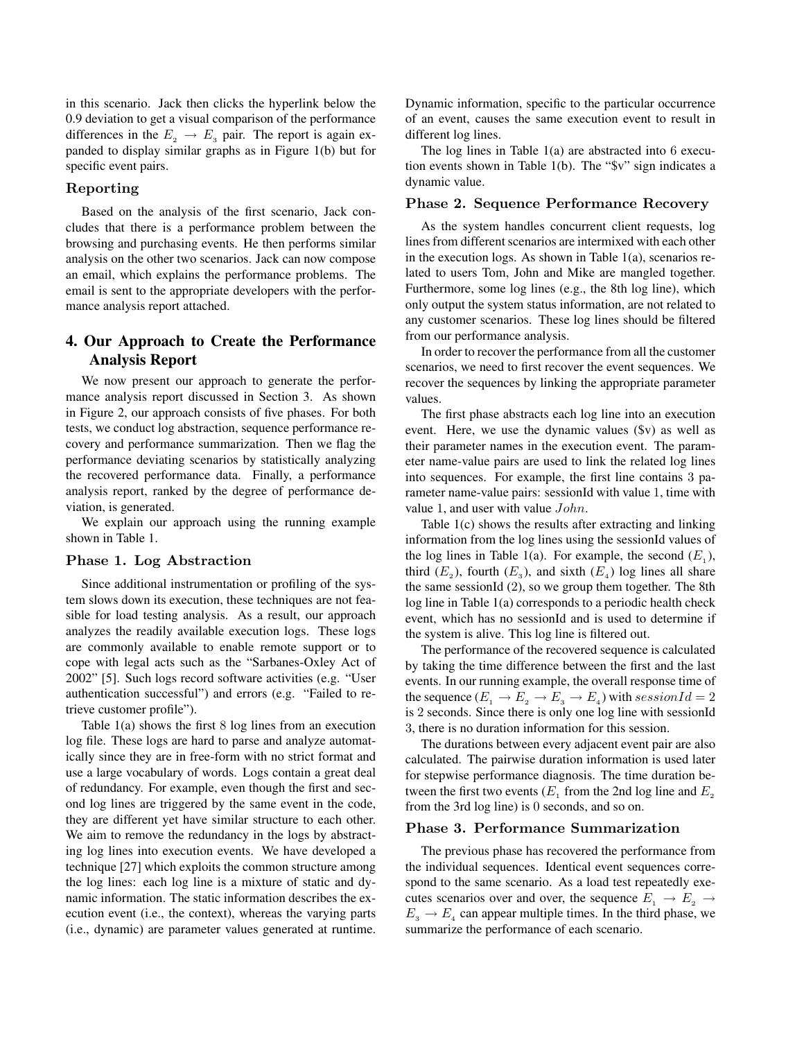in this scenario. Jack then clicks the hyperlink below the 0.9 deviation to get a visual comparison of the performance differences in the $E_2 \rightarrow E_3$ pair. The report is again expanded to display similar graphs as in Figure 1(b) but for specific event pairs.

### Reporting

Based on the analysis of the first scenario, Jack concludes that there is a performance problem between the browsing and purchasing events. He then performs similar analysis on the other two scenarios. Jack can now compose an email, which explains the performance problems. The email is sent to the appropriate developers with the performance analysis report attached.

## 4. Our Approach to Create the Performance Analysis Report

We now present our approach to generate the performance analysis report discussed in Section 3. As shown in Figure 2, our approach consists of five phases. For both tests, we conduct log abstraction, sequence performance recovery and performance summarization. Then we flag the performance deviating scenarios by statistically analyzing the recovered performance data. Finally, a performance analysis report, ranked by the degree of performance deviation, is generated.

We explain our approach using the running example shown in Table 1.

### Phase 1. Log Abstraction

Since additional instrumentation or profiling of the system slows down its execution, these techniques are not feasible for load testing analysis. As a result, our approach analyzes the readily available execution logs. These logs are commonly available to enable remote support or to cope with legal acts such as the "Sarbanes-Oxley Act of 2002" [5]. Such logs record software activities (e.g. "User authentication successful") and errors (e.g. "Failed to retrieve customer profile").

Table 1(a) shows the first 8 log lines from an execution log file. These logs are hard to parse and analyze automatically since they are in free-form with no strict format and use a large vocabulary of words. Logs contain a great deal of redundancy. For example, even though the first and second log lines are triggered by the same event in the code, they are different yet have similar structure to each other. We aim to remove the redundancy in the logs by abstracting log lines into execution events. We have developed a technique [27] which exploits the common structure among the log lines: each log line is a mixture of static and dynamic information. The static information describes the execution event (i.e., the context), whereas the varying parts (i.e., dynamic) are parameter values generated at runtime. Dynamic information, specific to the particular occurrence of an event, causes the same execution event to result in different log lines.

The log lines in Table 1(a) are abstracted into 6 execution events shown in Table 1(b). The "$v" sign indicates a dynamic value.

### Phase 2. Sequence Performance Recovery

As the system handles concurrent client requests, log lines from different scenarios are intermixed with each other in the execution logs. As shown in Table 1(a), scenarios related to users Tom, John and Mike are mangled together. Furthermore, some log lines (e.g., the 8th log line), which only output the system status information, are not related to any customer scenarios. These log lines should be filtered from our performance analysis.

In order to recover the performance from all the customer scenarios, we need to first recover the event sequences. We recover the sequences by linking the appropriate parameter values.

The first phase abstracts each log line into an execution event. Here, we use the dynamic values ($v) as well as their parameter names in the execution event. The parameter name-value pairs are used to link the related log lines into sequences. For example, the first line contains 3 parameter name-value pairs: sessionId with value 1, time with value 1, and user with value $John$.

Table 1(c) shows the results after extracting and linking information from the log lines using the sessionId values of the log lines in Table 1(a). For example, the second ($E_1$), third ($E_2$), fourth ($E_3$), and sixth ($E_4$) log lines all share the same sessionId (2), so we group them together. The 8th log line in Table 1(a) corresponds to a periodic health check event, which has no sessionId and is used to determine if the system is alive. This log line is filtered out.

The performance of the recovered sequence is calculated by taking the time difference between the first and the last events. In our running example, the overall response time of the sequence ($E_1 \rightarrow E_2 \rightarrow E_3 \rightarrow E_4$) with $sessionId = 2$ is 2 seconds. Since there is only one log line with sessionId 3, there is no duration information for this session.

The durations between every adjacent event pair are also calculated. The pairwise duration information is used later for stepwise performance diagnosis. The time duration between the first two events ($E_1$ from the 2nd log line and $E_2$ from the 3rd log line) is 0 seconds, and so on.

### Phase 3. Performance Summarization

The previous phase has recovered the performance from the individual sequences. Identical event sequences correspond to the same scenario. As a load test repeatedly executes scenarios over and over, the sequence $E_1 \rightarrow E_2 \rightarrow E_3 \rightarrow E_4$ can appear multiple times. In the third phase, we summarize the performance of each scenario.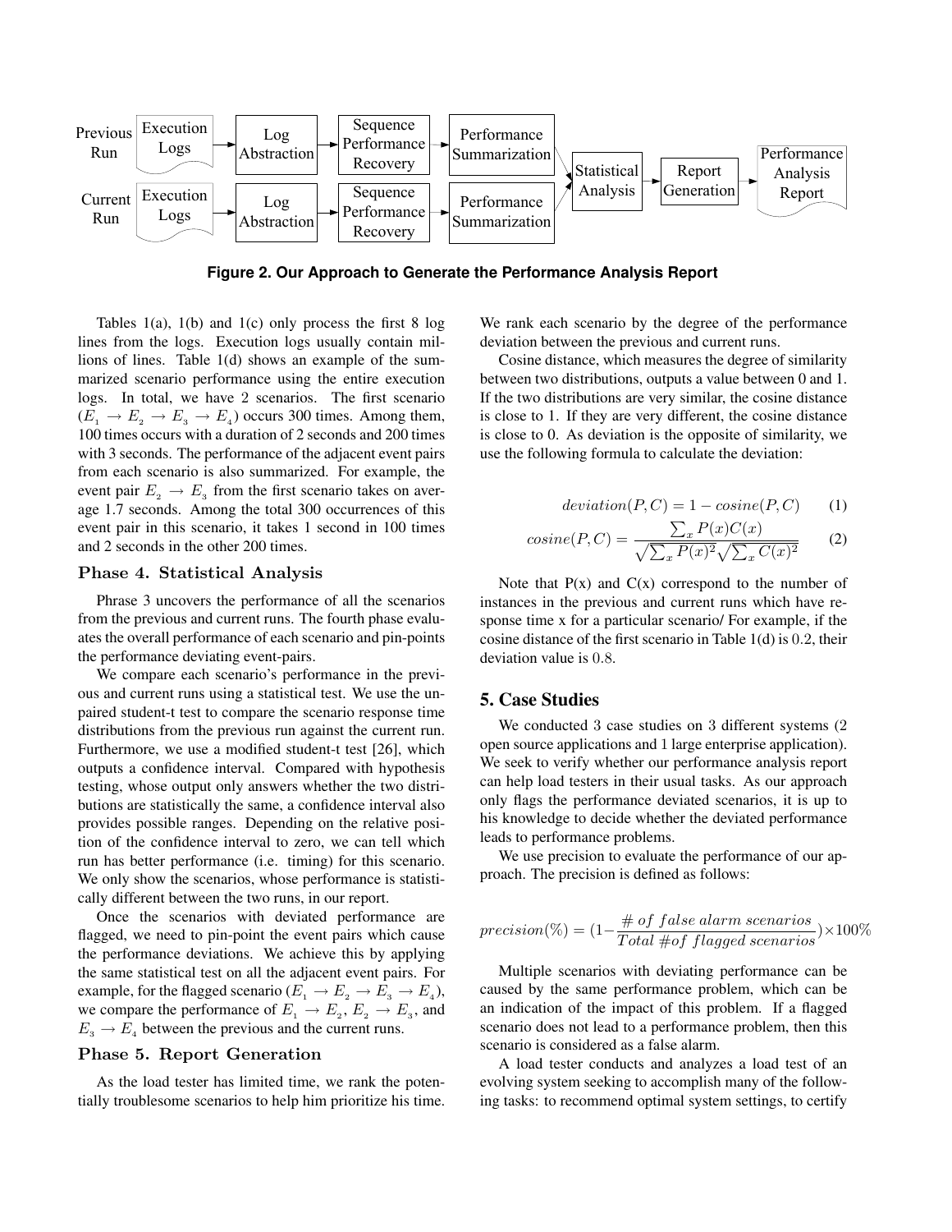Previous Run → Execution Logs → Log Abstraction → Sequence Performance Recovery → Performance Summarization → Statistical Analysis → Report Generation → Performance Analysis Report

Current Run → Execution Logs → Log Abstraction → Sequence Performance Recovery → Performance Summarization → Statistical Analysis

**Figure 2. Our Approach to Generate the Performance Analysis Report**

Tables 1(a), 1(b) and 1(c) only process the first 8 log lines from the logs. Execution logs usually contain millions of lines. Table 1(d) shows an example of the summarized scenario performance using the entire execution logs. In total, we have 2 scenarios. The first scenario ($E_1 \rightarrow E_2 \rightarrow E_3 \rightarrow E_4$) occurs 300 times. Among them, 100 times occurs with a duration of 2 seconds and 200 times with 3 seconds. The performance of the adjacent event pairs from each scenario is also summarized. For example, the event pair $E_2 \rightarrow E_3$ from the first scenario takes on average 1.7 seconds. Among the total 300 occurrences of this event pair in this scenario, it takes 1 second in 100 times and 2 seconds in the other 200 times.

### Phase 4. Statistical Analysis

Phrase 3 uncovers the performance of all the scenarios from the previous and current runs. The fourth phase evaluates the overall performance of each scenario and pin-points the performance deviating event-pairs.

We compare each scenario's performance in the previous and current runs using a statistical test. We use the unpaired student-t test to compare the scenario response time distributions from the previous run against the current run. Furthermore, we use a modified student-t test [26], which outputs a confidence interval. Compared with hypothesis testing, whose output only answers whether the two distributions are statistically the same, a confidence interval also provides possible ranges. Depending on the relative position of the confidence interval to zero, we can tell which run has better performance (i.e. timing) for this scenario. We only show the scenarios, whose performance is statistically different between the two runs, in our report.

Once the scenarios with deviated performance are flagged, we need to pin-point the event pairs which cause the performance deviations. We achieve this by applying the same statistical test on all the adjacent event pairs. For example, for the flagged scenario ($E_1 \rightarrow E_2 \rightarrow E_3 \rightarrow E_4$), we compare the performance of $E_1 \rightarrow E_2$, $E_2 \rightarrow E_3$, and $E_3 \rightarrow E_4$ between the previous and the current runs.

### Phase 5. Report Generation

As the load tester has limited time, we rank the potentially troublesome scenarios to help him prioritize his time. We rank each scenario by the degree of the performance deviation between the previous and current runs.

Cosine distance, which measures the degree of similarity between two distributions, outputs a value between 0 and 1. If the two distributions are very similar, the cosine distance is close to 1. If they are very different, the cosine distance is close to 0. As deviation is the opposite of similarity, we use the following formula to calculate the deviation:

$$deviation(P, C) = 1 - cosine(P, C) \quad (1)$$

$$cosine(P, C) = \frac{\sum_x P(x)C(x)}{\sqrt{\sum_x P(x)^2}\sqrt{\sum_x C(x)^2}} \quad (2)$$

Note that P(x) and C(x) correspond to the number of instances in the previous and current runs which have response time x for a particular scenario/ For example, if the cosine distance of the first scenario in Table 1(d) is 0.2, their deviation value is 0.8.

## 5. Case Studies

We conducted 3 case studies on 3 different systems (2 open source applications and 1 large enterprise application). We seek to verify whether our performance analysis report can help load testers in their usual tasks. As our approach only flags the performance deviated scenarios, it is up to his knowledge to decide whether the deviated performance leads to performance problems.

We use precision to evaluate the performance of our approach. The precision is defined as follows:

$$precision(\%) = (1 - \frac{\#\ of\ false\ alarm\ scenarios}{Total\ \#of\ flagged\ scenarios}) \times 100\%$$

Multiple scenarios with deviating performance can be caused by the same performance problem, which can be an indication of the impact of this problem. If a flagged scenario does not lead to a performance problem, then this scenario is considered as a false alarm.

A load tester conducts and analyzes a load test of an evolving system seeking to accomplish many of the following tasks: to recommend optimal system settings, to certify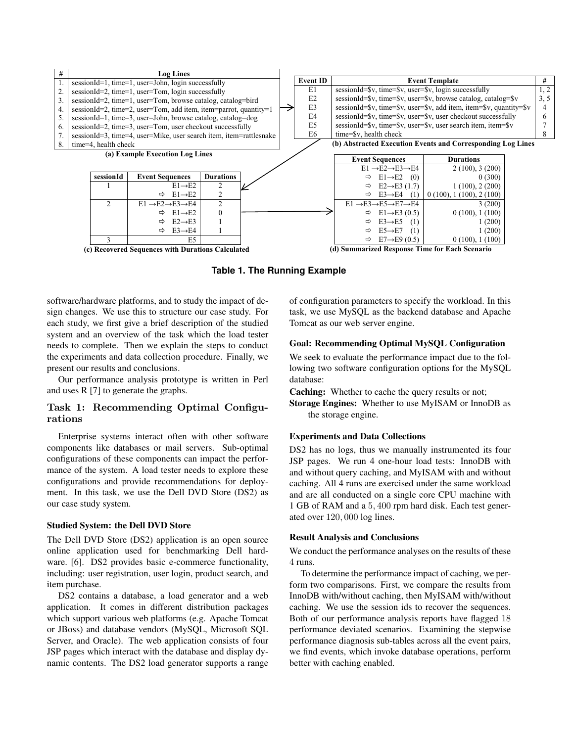| # | Log Lines |
|---|---|
| 1. | sessionId=1, time=1, user=John, login successfully |
| 2. | sessionId=2, time=1, user=Tom, login successfully |
| 3. | sessionId=2, time=1, user=Tom, browse catalog, catalog=bird |
| 4. | sessionId=2, time=2, user=Tom, add item, item=parrot, quantity=1 |
| 5. | sessionId=1, time=3, user=John, browse catalog, catalog=dog |
| 6. | sessionId=2, time=3, user=Tom, user checkout successfully |
| 7. | sessionId=3, time=4, user=Mike, user search item, item=rattlesnake |
| 8. | time=4, health check |

(a) Example Execution Log Lines

| Event ID | Event Template | # |
|---|---|---|
| E1 | sessionId=$v, time=$v, user=$v, login successfully | 1, 2 |
| E2 | sessionId=$v, time=$v, user=$v, browse catalog, catalog=$v | 3, 5 |
| E3 | sessionId=$v, time=$v, user=$v, add item, item=$v, quantity=$v | 4 |
| E4 | sessionId=$v, time=$v, user=$v, user checkout successfully | 6 |
| E5 | sessionId=$v, time=$v, user=$v, user search item, item=$v | 7 |
| E6 | time=$v, health check | 8 |

(b) Abstracted Execution Events and Corresponding Log Lines

| sessionId | Event Sequences | Durations |
|---|---|---|
| 1 | E1→E2 | 2 |
| | ⇨ E1→E2 | 2 |
| 2 | E1 →E2→E3→E4 | 2 |
| | ⇨ E1→E2 | 0 |
| | ⇨ E2→E3 | 1 |
| | ⇨ E3→E4 | 1 |
| 3 | E5 | |

(c) Recovered Sequences with Durations Calculated

| Event Sequences | Durations |
|---|---|
| E1 →E2→E3→E4 | 2 (100), 3 (200) |
| ⇨ E1→E2 (0) | 0 (300) |
| ⇨ E2→E3 (1.7) | 1 (100), 2 (200) |
| ⇨ E3→E4 (1) | 0 (100), 1 (100), 2 (100) |
| E1 →E3→E5→E7→E4 | 3 (200) |
| ⇨ E1→E3 (0.5) | 0 (100), 1 (100) |
| ⇨ E3→E5 (1) | 1 (200) |
| ⇨ E5→E7 (1) | 1 (200) |
| ⇨ E7→E9 (0.5) | 0 (100), 1 (100) |

(d) Summarized Response Time for Each Scenario

**Table 1. The Running Example**

software/hardware platforms, and to study the impact of design changes. We use this to structure our case study. For each study, we first give a brief description of the studied system and an overview of the task which the load tester needs to complete. Then we explain the steps to conduct the experiments and data collection procedure. Finally, we present our results and conclusions.

Our performance analysis prototype is written in Perl and uses R [7] to generate the graphs.

## Task 1: Recommending Optimal Configurations

Enterprise systems interact often with other software components like databases or mail servers. Sub-optimal configurations of these components can impact the performance of the system. A load tester needs to explore these configurations and provide recommendations for deployment. In this task, we use the Dell DVD Store (DS2) as our case study system.

### Studied System: the Dell DVD Store

The Dell DVD Store (DS2) application is an open source online application used for benchmarking Dell hardware. [6]. DS2 provides basic e-commerce functionality, including: user registration, user login, product search, and item purchase.

DS2 contains a database, a load generator and a web application. It comes in different distribution packages which support various web platforms (e.g. Apache Tomcat or JBoss) and database vendors (MySQL, Microsoft SQL Server, and Oracle). The web application consists of four JSP pages which interact with the database and display dynamic contents. The DS2 load generator supports a range of configuration parameters to specify the workload. In this task, we use MySQL as the backend database and Apache Tomcat as our web server engine.

### Goal: Recommending Optimal MySQL Configuration

We seek to evaluate the performance impact due to the following two software configuration options for the MySQL database:

**Caching:** Whether to cache the query results or not;

**Storage Engines:** Whether to use MyISAM or InnoDB as the storage engine.

### Experiments and Data Collections

DS2 has no logs, thus we manually instrumented its four JSP pages. We run 4 one-hour load tests: InnoDB with and without query caching, and MyISAM with and without caching. All 4 runs are exercised under the same workload and are all conducted on a single core CPU machine with 1 GB of RAM and a $5,400$ rpm hard disk. Each test generated over $120,000$ log lines.

### Result Analysis and Conclusions

We conduct the performance analyses on the results of these 4 runs.

To determine the performance impact of caching, we perform two comparisons. First, we compare the results from InnoDB with/without caching, then MyISAM with/without caching. We use the session ids to recover the sequences. Both of our performance analysis reports have flagged 18 performance deviated scenarios. Examining the stepwise performance diagnosis sub-tables across all the event pairs, we find events, which invoke database operations, perform better with caching enabled.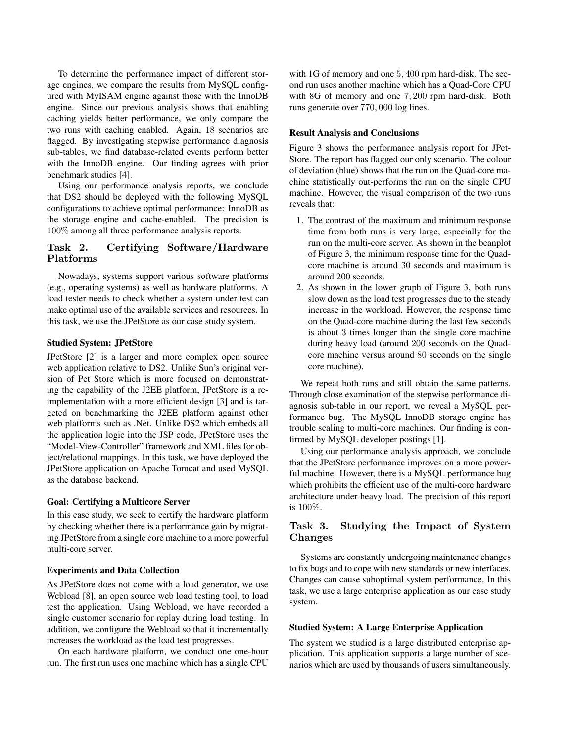To determine the performance impact of different storage engines, we compare the results from MySQL configured with MyISAM engine against those with the InnoDB engine. Since our previous analysis shows that enabling caching yields better performance, we only compare the two runs with caching enabled. Again, 18 scenarios are flagged. By investigating stepwise performance diagnosis sub-tables, we find database-related events perform better with the InnoDB engine. Our finding agrees with prior benchmark studies [4].

Using our performance analysis reports, we conclude that DS2 should be deployed with the following MySQL configurations to achieve optimal performance: InnoDB as the storage engine and cache-enabled. The precision is 100% among all three performance analysis reports.

## Task 2. Certifying Software/Hardware Platforms

Nowadays, systems support various software platforms (e.g., operating systems) as well as hardware platforms. A load tester needs to check whether a system under test can make optimal use of the available services and resources. In this task, we use the JPetStore as our case study system.

### Studied System: JPetStore

JPetStore [2] is a larger and more complex open source web application relative to DS2. Unlike Sun's original version of Pet Store which is more focused on demonstrating the capability of the J2EE platform, JPetStore is a reimplementation with a more efficient design [3] and is targeted on benchmarking the J2EE platform against other web platforms such as .Net. Unlike DS2 which embeds all the application logic into the JSP code, JPetStore uses the "Model-View-Controller" framework and XML files for object/relational mappings. In this task, we have deployed the JPetStore application on Apache Tomcat and used MySQL as the database backend.

### Goal: Certifying a Multicore Server

In this case study, we seek to certify the hardware platform by checking whether there is a performance gain by migrating JPetStore from a single core machine to a more powerful multi-core server.

### Experiments and Data Collection

As JPetStore does not come with a load generator, we use Webload [8], an open source web load testing tool, to load test the application. Using Webload, we have recorded a single customer scenario for replay during load testing. In addition, we configure the Webload so that it incrementally increases the workload as the load test progresses.

On each hardware platform, we conduct one one-hour run. The first run uses one machine which has a single CPU with 1G of memory and one 5,400 rpm hard-disk. The second run uses another machine which has a Quad-Core CPU with 8G of memory and one 7,200 rpm hard-disk. Both runs generate over 770,000 log lines.

### Result Analysis and Conclusions

Figure 3 shows the performance analysis report for JPetStore. The report has flagged our only scenario. The colour of deviation (blue) shows that the run on the Quad-core machine statistically out-performs the run on the single CPU machine. However, the visual comparison of the two runs reveals that:

1. The contrast of the maximum and minimum response time from both runs is very large, especially for the run on the multi-core server. As shown in the beanplot of Figure 3, the minimum response time for the Quad-core machine is around 30 seconds and maximum is around 200 seconds.
2. As shown in the lower graph of Figure 3, both runs slow down as the load test progresses due to the steady increase in the workload. However, the response time on the Quad-core machine during the last few seconds is about 3 times longer than the single core machine during heavy load (around 200 seconds on the Quad-core machine versus around 80 seconds on the single core machine).

We repeat both runs and still obtain the same patterns. Through close examination of the stepwise performance diagnosis sub-table in our report, we reveal a MySQL performance bug. The MySQL InnoDB storage engine has trouble scaling to multi-core machines. Our finding is confirmed by MySQL developer postings [1].

Using our performance analysis approach, we conclude that the JPetStore performance improves on a more powerful machine. However, there is a MySQL performance bug which prohibits the efficient use of the multi-core hardware architecture under heavy load. The precision of this report is 100%.

## Task 3. Studying the Impact of System Changes

Systems are constantly undergoing maintenance changes to fix bugs and to cope with new standards or new interfaces. Changes can cause suboptimal system performance. In this task, we use a large enterprise application as our case study system.

### Studied System: A Large Enterprise Application

The system we studied is a large distributed enterprise application. This application supports a large number of scenarios which are used by thousands of users simultaneously.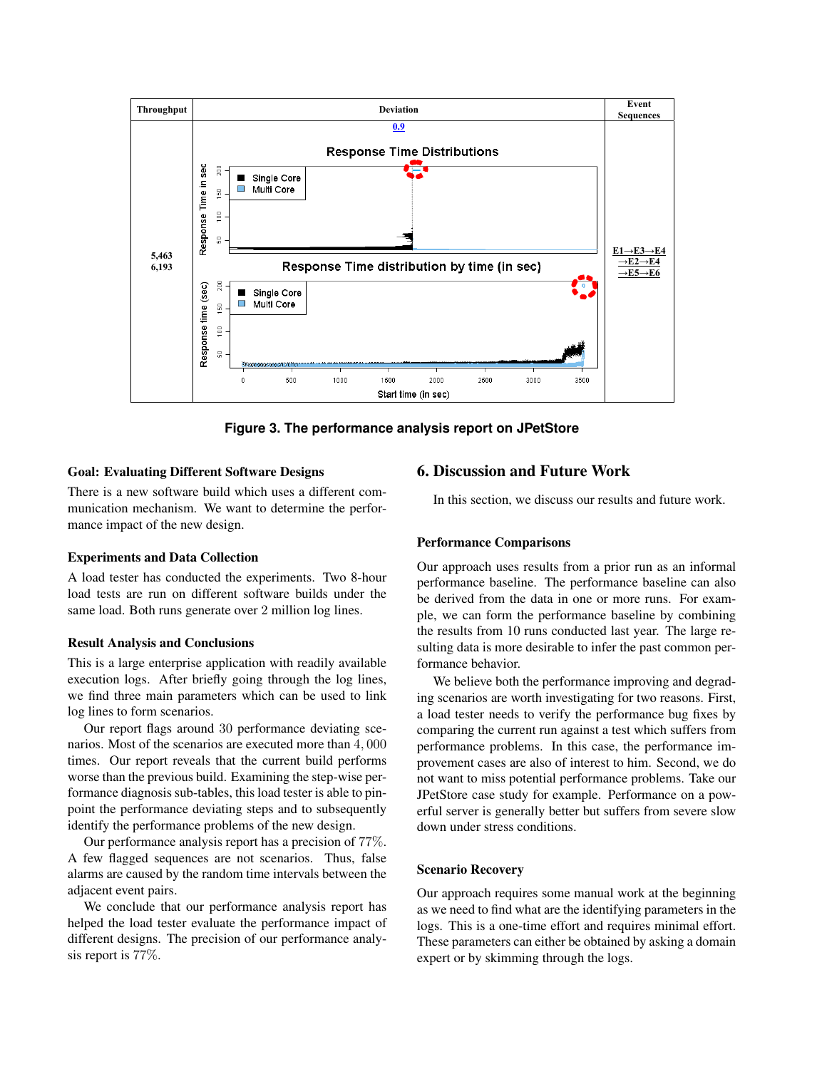| Throughput | Deviation | Event Sequences |
|---|---|---|
| 5,463<br>6,193 | 0.9 | E1→E3→E4→E2→E4→E5→E6 |

**Figure 3. The performance analysis report on JPetStore**

### Goal: Evaluating Different Software Designs

There is a new software build which uses a different communication mechanism. We want to determine the performance impact of the new design.

### Experiments and Data Collection

A load tester has conducted the experiments. Two 8-hour load tests are run on different software builds under the same load. Both runs generate over 2 million log lines.

### Result Analysis and Conclusions

This is a large enterprise application with readily available execution logs. After briefly going through the log lines, we find three main parameters which can be used to link log lines to form scenarios.

Our report flags around 30 performance deviating scenarios. Most of the scenarios are executed more than $4,000$ times. Our report reveals that the current build performs worse than the previous build. Examining the step-wise performance diagnosis sub-tables, this load tester is able to pinpoint the performance deviating steps and to subsequently identify the performance problems of the new design.

Our performance analysis report has a precision of $77\%$. A few flagged sequences are not scenarios. Thus, false alarms are caused by the random time intervals between the adjacent event pairs.

We conclude that our performance analysis report has helped the load tester evaluate the performance impact of different designs. The precision of our performance analysis report is $77\%$.

## 6. Discussion and Future Work

In this section, we discuss our results and future work.

### Performance Comparisons

Our approach uses results from a prior run as an informal performance baseline. The performance baseline can also be derived from the data in one or more runs. For example, we can form the performance baseline by combining the results from 10 runs conducted last year. The large resulting data is more desirable to infer the past common performance behavior.

We believe both the performance improving and degrading scenarios are worth investigating for two reasons. First, a load tester needs to verify the performance bug fixes by comparing the current run against a test which suffers from performance problems. In this case, the performance improvement cases are also of interest to him. Second, we do not want to miss potential performance problems. Take our JPetStore case study for example. Performance on a powerful server is generally better but suffers from severe slow down under stress conditions.

### Scenario Recovery

Our approach requires some manual work at the beginning as we need to find what are the identifying parameters in the logs. This is a one-time effort and requires minimal effort. These parameters can either be obtained by asking a domain expert or by skimming through the logs.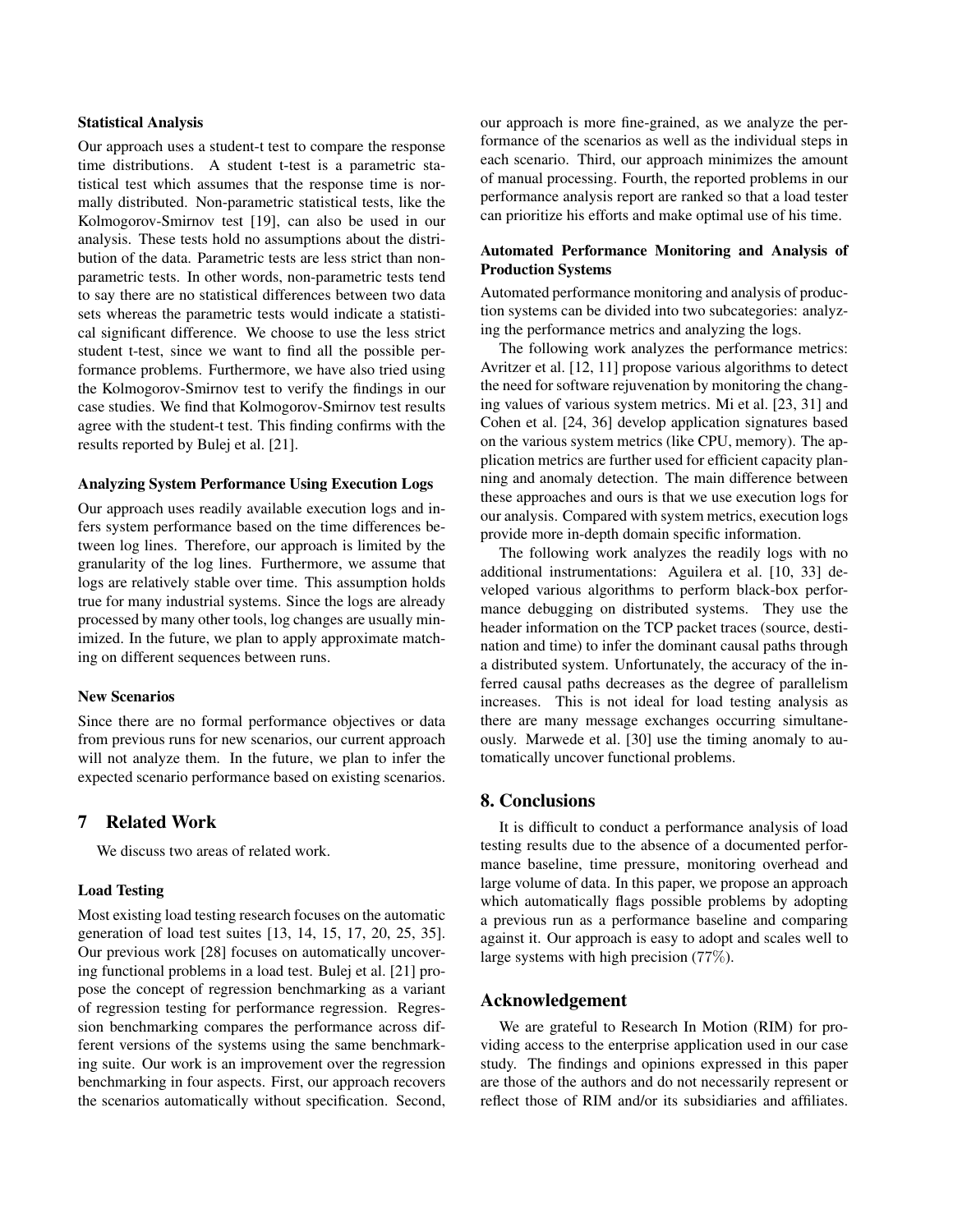#### Statistical Analysis

Our approach uses a student-t test to compare the response time distributions. A student t-test is a parametric statistical test which assumes that the response time is normally distributed. Non-parametric statistical tests, like the Kolmogorov-Smirnov test [19], can also be used in our analysis. These tests hold no assumptions about the distribution of the data. Parametric tests are less strict than non-parametric tests. In other words, non-parametric tests tend to say there are no statistical differences between two data sets whereas the parametric tests would indicate a statistical significant difference. We choose to use the less strict student t-test, since we want to find all the possible performance problems. Furthermore, we have also tried using the Kolmogorov-Smirnov test to verify the findings in our case studies. We find that Kolmogorov-Smirnov test results agree with the student-t test. This finding confirms with the results reported by Bulej et al. [21].

#### Analyzing System Performance Using Execution Logs

Our approach uses readily available execution logs and infers system performance based on the time differences between log lines. Therefore, our approach is limited by the granularity of the log lines. Furthermore, we assume that logs are relatively stable over time. This assumption holds true for many industrial systems. Since the logs are already processed by many other tools, log changes are usually minimized. In the future, we plan to apply approximate matching on different sequences between runs.

#### New Scenarios

Since there are no formal performance objectives or data from previous runs for new scenarios, our current approach will not analyze them. In the future, we plan to infer the expected scenario performance based on existing scenarios.

## 7 Related Work

We discuss two areas of related work.

#### Load Testing

Most existing load testing research focuses on the automatic generation of load test suites [13, 14, 15, 17, 20, 25, 35]. Our previous work [28] focuses on automatically uncovering functional problems in a load test. Bulej et al. [21] propose the concept of regression benchmarking as a variant of regression testing for performance regression. Regression benchmarking compares the performance across different versions of the systems using the same benchmarking suite. Our work is an improvement over the regression benchmarking in four aspects. First, our approach recovers the scenarios automatically without specification. Second, our approach is more fine-grained, as we analyze the performance of the scenarios as well as the individual steps in each scenario. Third, our approach minimizes the amount of manual processing. Fourth, the reported problems in our performance analysis report are ranked so that a load tester can prioritize his efforts and make optimal use of his time.

#### Automated Performance Monitoring and Analysis of Production Systems

Automated performance monitoring and analysis of production systems can be divided into two subcategories: analyzing the performance metrics and analyzing the logs.

The following work analyzes the performance metrics: Avritzer et al. [12, 11] propose various algorithms to detect the need for software rejuvenation by monitoring the changing values of various system metrics. Mi et al. [23, 31] and Cohen et al. [24, 36] develop application signatures based on the various system metrics (like CPU, memory). The application metrics are further used for efficient capacity planning and anomaly detection. The main difference between these approaches and ours is that we use execution logs for our analysis. Compared with system metrics, execution logs provide more in-depth domain specific information.

The following work analyzes the readily logs with no additional instrumentations: Aguilera et al. [10, 33] developed various algorithms to perform black-box performance debugging on distributed systems. They use the header information on the TCP packet traces (source, destination and time) to infer the dominant causal paths through a distributed system. Unfortunately, the accuracy of the inferred causal paths decreases as the degree of parallelism increases. This is not ideal for load testing analysis as there are many message exchanges occurring simultaneously. Marwede et al. [30] use the timing anomaly to automatically uncover functional problems.

## 8. Conclusions

It is difficult to conduct a performance analysis of load testing results due to the absence of a documented performance baseline, time pressure, monitoring overhead and large volume of data. In this paper, we propose an approach which automatically flags possible problems by adopting a previous run as a performance baseline and comparing against it. Our approach is easy to adopt and scales well to large systems with high precision (77%).

## Acknowledgement

We are grateful to Research In Motion (RIM) for providing access to the enterprise application used in our case study. The findings and opinions expressed in this paper are those of the authors and do not necessarily represent or reflect those of RIM and/or its subsidiaries and affiliates.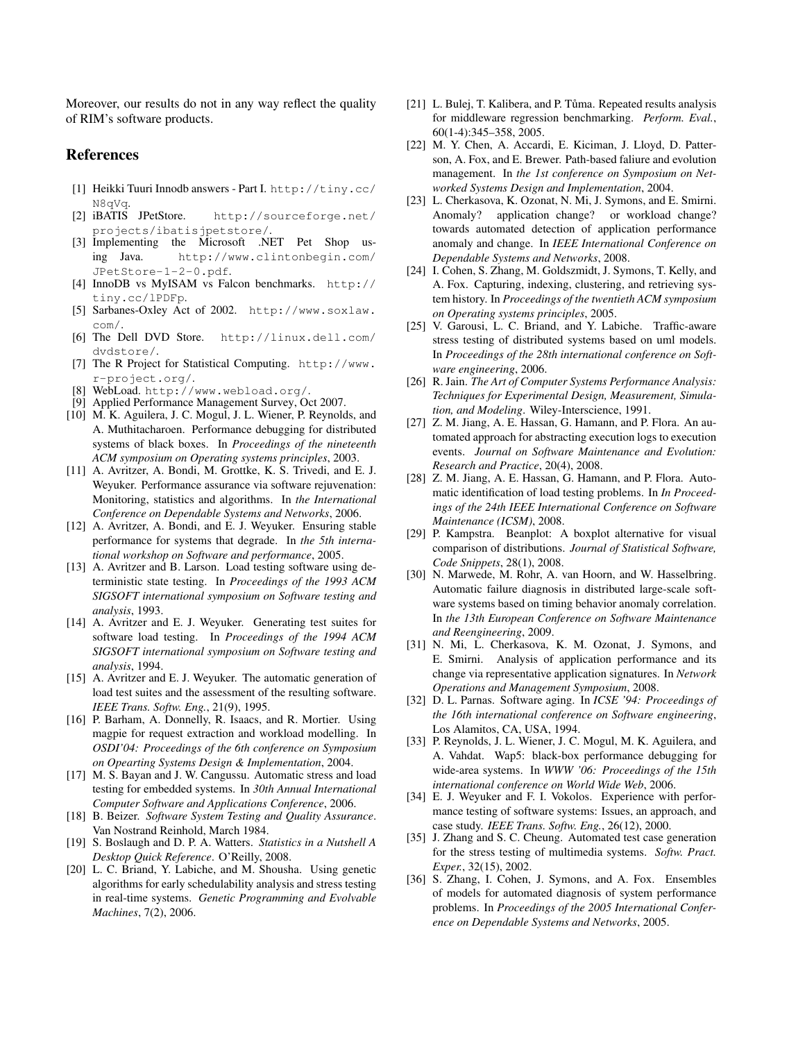Moreover, our results do not in any way reflect the quality of RIM's software products.

## References

[1] Heikki Tuuri Innodb answers - Part I. http://tiny.cc/N8qVq.

[2] iBATIS JPetStore. http://sourceforge.net/projects/ibatisjpetstore/.

[3] Implementing the Microsoft .NET Pet Shop using Java. http://www.clintonbegin.com/JPetStore-1-2-0.pdf.

[4] InnoDB vs MyISAM vs Falcon benchmarks. http://tiny.cc/lPDFp.

[5] Sarbanes-Oxley Act of 2002. http://www.soxlaw.com/.

[6] The Dell DVD Store. http://linux.dell.com/dvdstore/.

[7] The R Project for Statistical Computing. http://www.r-project.org/.

[8] WebLoad. http://www.webload.org/.

[9] Applied Performance Management Survey, Oct 2007.

[10] M. K. Aguilera, J. C. Mogul, J. L. Wiener, P. Reynolds, and A. Muthitacharoen. Performance debugging for distributed systems of black boxes. In *Proceedings of the nineteenth ACM symposium on Operating systems principles*, 2003.

[11] A. Avritzer, A. Bondi, M. Grottke, K. S. Trivedi, and E. J. Weyuker. Performance assurance via software rejuvenation: Monitoring, statistics and algorithms. In *the International Conference on Dependable Systems and Networks*, 2006.

[12] A. Avritzer, A. Bondi, and E. J. Weyuker. Ensuring stable performance for systems that degrade. In *the 5th international workshop on Software and performance*, 2005.

[13] A. Avritzer and B. Larson. Load testing software using deterministic state testing. In *Proceedings of the 1993 ACM SIGSOFT international symposium on Software testing and analysis*, 1993.

[14] A. Avritzer and E. J. Weyuker. Generating test suites for software load testing. In *Proceedings of the 1994 ACM SIGSOFT international symposium on Software testing and analysis*, 1994.

[15] A. Avritzer and E. J. Weyuker. The automatic generation of load test suites and the assessment of the resulting software. *IEEE Trans. Softw. Eng.*, 21(9), 1995.

[16] P. Barham, A. Donnelly, R. Isaacs, and R. Mortier. Using magpie for request extraction and workload modelling. In *OSDI'04: Proceedings of the 6th conference on Symposium on Opearting Systems Design & Implementation*, 2004.

[17] M. S. Bayan and J. W. Cangussu. Automatic stress and load testing for embedded systems. In *30th Annual International Computer Software and Applications Conference*, 2006.

[18] B. Beizer. *Software System Testing and Quality Assurance*. Van Nostrand Reinhold, March 1984.

[19] S. Boslaugh and D. P. A. Watters. *Statistics in a Nutshell A Desktop Quick Reference*. O'Reilly, 2008.

[20] L. C. Briand, Y. Labiche, and M. Shousha. Using genetic algorithms for early schedulability analysis and stress testing in real-time systems. *Genetic Programming and Evolvable Machines*, 7(2), 2006.

[21] L. Bulej, T. Kalibera, and P. Tůma. Repeated results analysis for middleware regression benchmarking. *Perform. Eval.*, 60(1-4):345–358, 2005.

[22] M. Y. Chen, A. Accardi, E. Kiciman, J. Lloyd, D. Patterson, A. Fox, and E. Brewer. Path-based faliure and evolution management. In *the 1st conference on Symposium on Networked Systems Design and Implementation*, 2004.

[23] L. Cherkasova, K. Ozonat, N. Mi, J. Symons, and E. Smirni. Anomaly? application change? or workload change? towards automated detection of application performance anomaly and change. In *IEEE International Conference on Dependable Systems and Networks*, 2008.

[24] I. Cohen, S. Zhang, M. Goldszmidt, J. Symons, T. Kelly, and A. Fox. Capturing, indexing, clustering, and retrieving system history. In *Proceedings of the twentieth ACM symposium on Operating systems principles*, 2005.

[25] V. Garousi, L. C. Briand, and Y. Labiche. Traffic-aware stress testing of distributed systems based on uml models. In *Proceedings of the 28th international conference on Software engineering*, 2006.

[26] R. Jain. *The Art of Computer Systems Performance Analysis: Techniques for Experimental Design, Measurement, Simulation, and Modeling*. Wiley-Interscience, 1991.

[27] Z. M. Jiang, A. E. Hassan, G. Hamann, and P. Flora. An automated approach for abstracting execution logs to execution events. *Journal on Software Maintenance and Evolution: Research and Practice*, 20(4), 2008.

[28] Z. M. Jiang, A. E. Hassan, G. Hamann, and P. Flora. Automatic identification of load testing problems. In *In Proceedings of the 24th IEEE International Conference on Software Maintenance (ICSM)*, 2008.

[29] P. Kampstra. Beanplot: A boxplot alternative for visual comparison of distributions. *Journal of Statistical Software, Code Snippets*, 28(1), 2008.

[30] N. Marwede, M. Rohr, A. van Hoorn, and W. Hasselbring. Automatic failure diagnosis in distributed large-scale software systems based on timing behavior anomaly correlation. In *the 13th European Conference on Software Maintenance and Reengineering*, 2009.

[31] N. Mi, L. Cherkasova, K. M. Ozonat, J. Symons, and E. Smirni. Analysis of application performance and its change via representative application signatures. In *Network Operations and Management Symposium*, 2008.

[32] D. L. Parnas. Software aging. In *ICSE '94: Proceedings of the 16th international conference on Software engineering*, Los Alamitos, CA, USA, 1994.

[33] P. Reynolds, J. L. Wiener, J. C. Mogul, M. K. Aguilera, and A. Vahdat. Wap5: black-box performance debugging for wide-area systems. In *WWW '06: Proceedings of the 15th international conference on World Wide Web*, 2006.

[34] E. J. Weyuker and F. I. Vokolos. Experience with performance testing of software systems: Issues, an approach, and case study. *IEEE Trans. Softw. Eng.*, 26(12), 2000.

[35] J. Zhang and S. C. Cheung. Automated test case generation for the stress testing of multimedia systems. *Softw. Pract. Exper.*, 32(15), 2002.

[36] S. Zhang, I. Cohen, J. Symons, and A. Fox. Ensembles of models for automated diagnosis of system performance problems. In *Proceedings of the 2005 International Conference on Dependable Systems and Networks*, 2005.